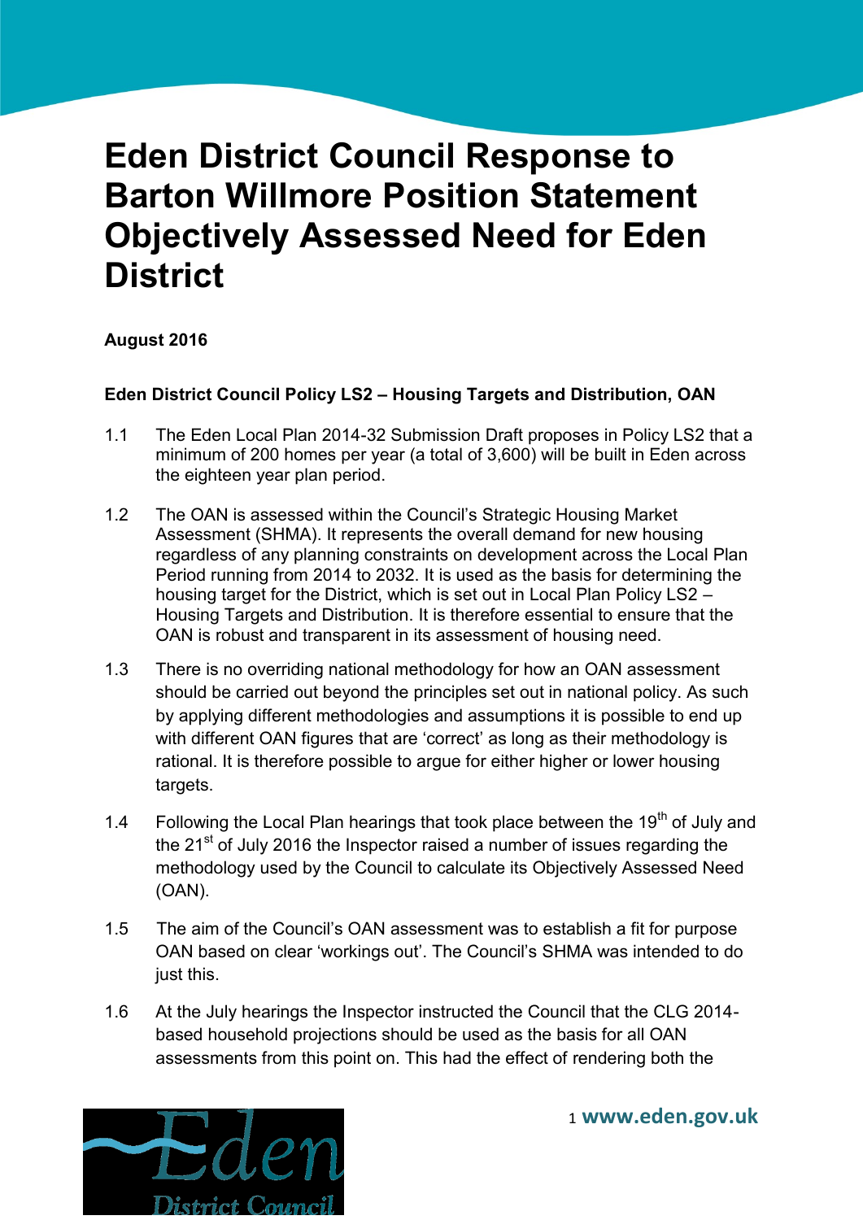# Eden District Council Response to Barton Willmore Position Statement Objectively Assessed Need for Eden District

**August 2016**

**Eden District Council Policy LS2 – Housing Targets and Distribution, OAN**

1.1 The Eden Local Plan 2014-32 Submission Draft proposes in Policy LS2 that a minimum of 200 homes per year (a total of 3,600) will be built in Eden across the eighteen year plan period.

1.2 The OAN is assessed within the Council's Strategic Housing Market Assessment (SHMA). It represents the overall demand for new housing regardless of any planning constraints on development across the Local Plan Period running from 2014 to 2032. It is used as the basis for determining the housing target for the District, which is set out in Local Plan Policy LS2 – Housing Targets and Distribution. It is therefore essential to ensure that the OAN is robust and transparent in its assessment of housing need.

1.3 There is no overriding national methodology for how an OAN assessment should be carried out beyond the principles set out in national policy. As such by applying different methodologies and assumptions it is possible to end up with different OAN figures that are 'correct' as long as their methodology is rational. It is therefore possible to argue for either higher or lower housing targets.

1.4 Following the Local Plan hearings that took place between the 19th of July and the 21st of July 2016 the Inspector raised a number of issues regarding the methodology used by the Council to calculate its Objectively Assessed Need (OAN).

1.5 The aim of the Council's OAN assessment was to establish a fit for purpose OAN based on clear 'workings out'. The Council's SHMA was intended to do just this.

1.6 At the July hearings the Inspector instructed the Council that the CLG 2014-based household projections should be used as the basis for all OAN assessments from this point on. This had the effect of rendering both the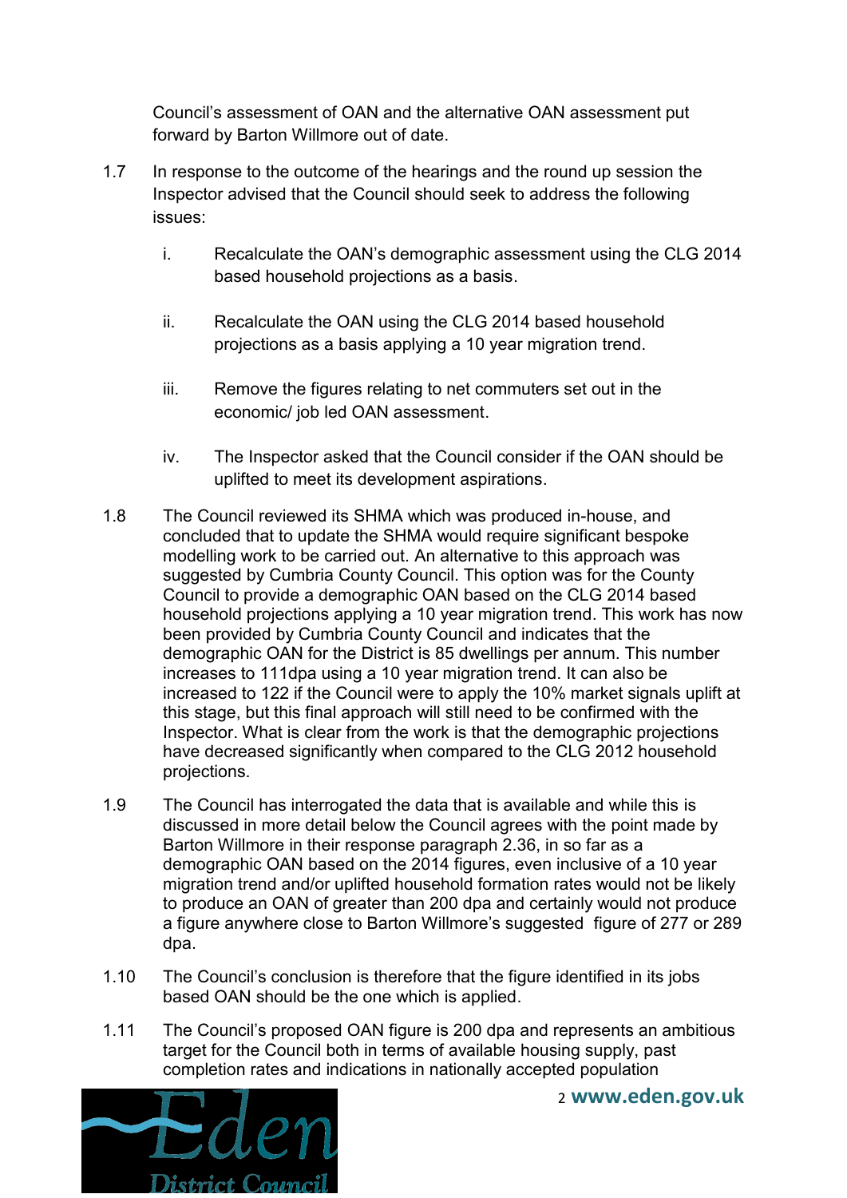Council's assessment of OAN and the alternative OAN assessment put forward by Barton Willmore out of date.

1.7 In response to the outcome of the hearings and the round up session the Inspector advised that the Council should seek to address the following issues:

   i. Recalculate the OAN's demographic assessment using the CLG 2014 based household projections as a basis.

   ii. Recalculate the OAN using the CLG 2014 based household projections as a basis applying a 10 year migration trend.

   iii. Remove the figures relating to net commuters set out in the economic/ job led OAN assessment.

   iv. The Inspector asked that the Council consider if the OAN should be uplifted to meet its development aspirations.

1.8 The Council reviewed its SHMA which was produced in-house, and concluded that to update the SHMA would require significant bespoke modelling work to be carried out. An alternative to this approach was suggested by Cumbria County Council. This option was for the County Council to provide a demographic OAN based on the CLG 2014 based household projections applying a 10 year migration trend. This work has now been provided by Cumbria County Council and indicates that the demographic OAN for the District is 85 dwellings per annum. This number increases to 111dpa using a 10 year migration trend. It can also be increased to 122 if the Council were to apply the 10% market signals uplift at this stage, but this final approach will still need to be confirmed with the Inspector. What is clear from the work is that the demographic projections have decreased significantly when compared to the CLG 2012 household projections.

1.9 The Council has interrogated the data that is available and while this is discussed in more detail below the Council agrees with the point made by Barton Willmore in their response paragraph 2.36, in so far as a demographic OAN based on the 2014 figures, even inclusive of a 10 year migration trend and/or uplifted household formation rates would not be likely to produce an OAN of greater than 200 dpa and certainly would not produce a figure anywhere close to Barton Willmore's suggested figure of 277 or 289 dpa.

1.10 The Council's conclusion is therefore that the figure identified in its jobs based OAN should be the one which is applied.

1.11 The Council's proposed OAN figure is 200 dpa and represents an ambitious target for the Council both in terms of available housing supply, past completion rates and indications in nationally accepted population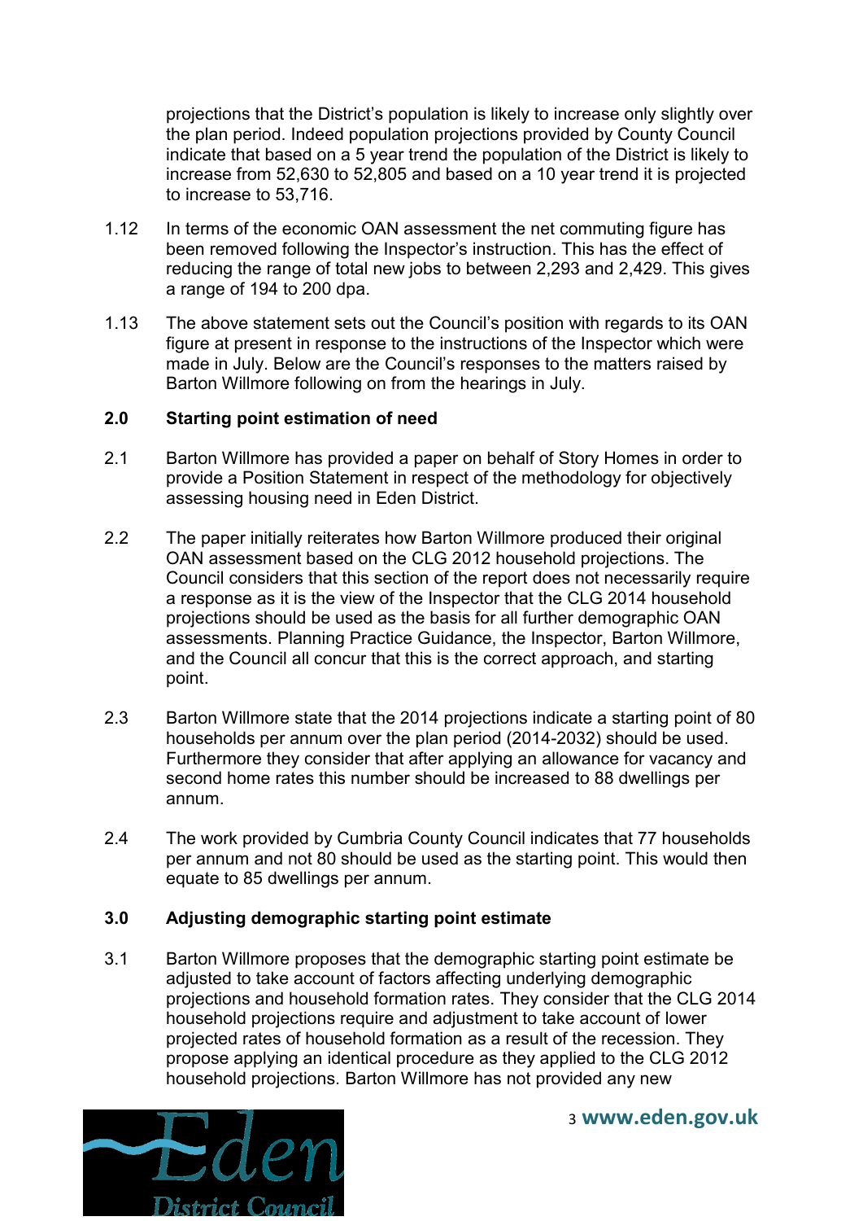projections that the District's population is likely to increase only slightly over the plan period. Indeed population projections provided by County Council indicate that based on a 5 year trend the population of the District is likely to increase from 52,630 to 52,805 and based on a 10 year trend it is projected to increase to 53,716.

1.12 In terms of the economic OAN assessment the net commuting figure has been removed following the Inspector's instruction. This has the effect of reducing the range of total new jobs to between 2,293 and 2,429. This gives a range of 194 to 200 dpa.

1.13 The above statement sets out the Council's position with regards to its OAN figure at present in response to the instructions of the Inspector which were made in July. Below are the Council's responses to the matters raised by Barton Willmore following on from the hearings in July.

## 2.0 Starting point estimation of need

2.1 Barton Willmore has provided a paper on behalf of Story Homes in order to provide a Position Statement in respect of the methodology for objectively assessing housing need in Eden District.

2.2 The paper initially reiterates how Barton Willmore produced their original OAN assessment based on the CLG 2012 household projections. The Council considers that this section of the report does not necessarily require a response as it is the view of the Inspector that the CLG 2014 household projections should be used as the basis for all further demographic OAN assessments. Planning Practice Guidance, the Inspector, Barton Willmore, and the Council all concur that this is the correct approach, and starting point.

2.3 Barton Willmore state that the 2014 projections indicate a starting point of 80 households per annum over the plan period (2014-2032) should be used. Furthermore they consider that after applying an allowance for vacancy and second home rates this number should be increased to 88 dwellings per annum.

2.4 The work provided by Cumbria County Council indicates that 77 households per annum and not 80 should be used as the starting point. This would then equate to 85 dwellings per annum.

## 3.0 Adjusting demographic starting point estimate

3.1 Barton Willmore proposes that the demographic starting point estimate be adjusted to take account of factors affecting underlying demographic projections and household formation rates. They consider that the CLG 2014 household projections require and adjustment to take account of lower projected rates of household formation as a result of the recession. They propose applying an identical procedure as they applied to the CLG 2012 household projections. Barton Willmore has not provided any new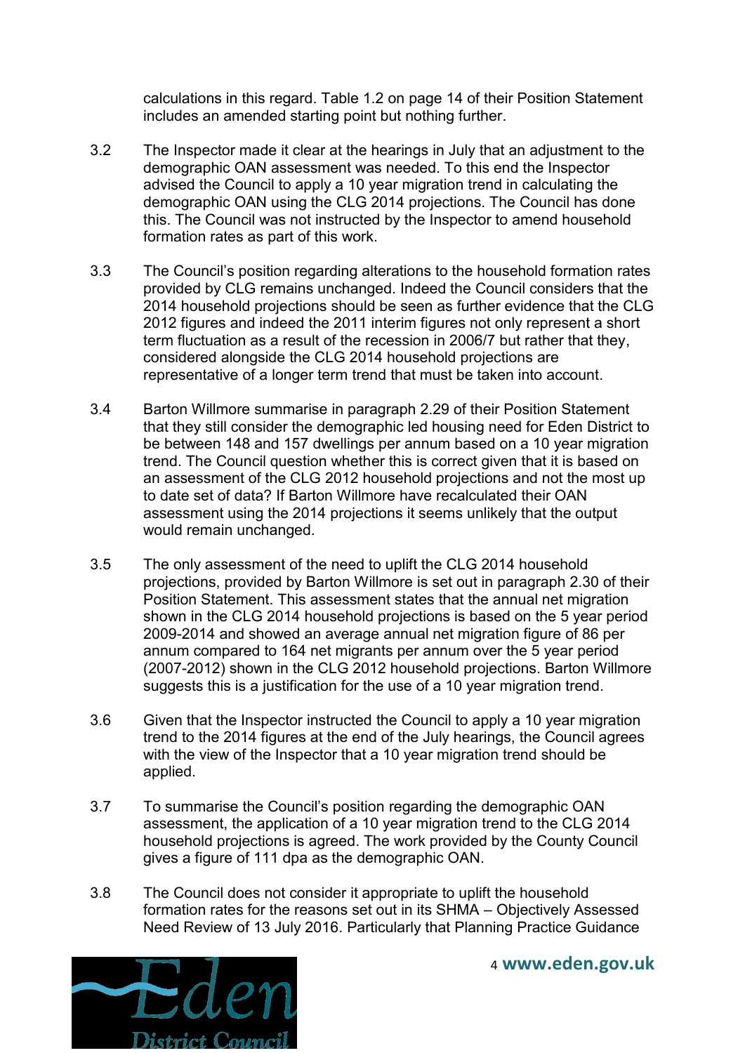calculations in this regard. Table 1.2 on page 14 of their Position Statement includes an amended starting point but nothing further.

3.2 The Inspector made it clear at the hearings in July that an adjustment to the demographic OAN assessment was needed. To this end the Inspector advised the Council to apply a 10 year migration trend in calculating the demographic OAN using the CLG 2014 projections. The Council has done this. The Council was not instructed by the Inspector to amend household formation rates as part of this work.

3.3 The Council's position regarding alterations to the household formation rates provided by CLG remains unchanged. Indeed the Council considers that the 2014 household projections should be seen as further evidence that the CLG 2012 figures and indeed the 2011 interim figures not only represent a short term fluctuation as a result of the recession in 2006/7 but rather that they, considered alongside the CLG 2014 household projections are representative of a longer term trend that must be taken into account.

3.4 Barton Willmore summarise in paragraph 2.29 of their Position Statement that they still consider the demographic led housing need for Eden District to be between 148 and 157 dwellings per annum based on a 10 year migration trend. The Council question whether this is correct given that it is based on an assessment of the CLG 2012 household projections and not the most up to date set of data? If Barton Willmore have recalculated their OAN assessment using the 2014 projections it seems unlikely that the output would remain unchanged.

3.5 The only assessment of the need to uplift the CLG 2014 household projections, provided by Barton Willmore is set out in paragraph 2.30 of their Position Statement. This assessment states that the annual net migration shown in the CLG 2014 household projections is based on the 5 year period 2009-2014 and showed an average annual net migration figure of 86 per annum compared to 164 net migrants per annum over the 5 year period (2007-2012) shown in the CLG 2012 household projections. Barton Willmore suggests this is a justification for the use of a 10 year migration trend.

3.6 Given that the Inspector instructed the Council to apply a 10 year migration trend to the 2014 figures at the end of the July hearings, the Council agrees with the view of the Inspector that a 10 year migration trend should be applied.

3.7 To summarise the Council's position regarding the demographic OAN assessment, the application of a 10 year migration trend to the CLG 2014 household projections is agreed. The work provided by the County Council gives a figure of 111 dpa as the demographic OAN.

3.8 The Council does not consider it appropriate to uplift the household formation rates for the reasons set out in its SHMA – Objectively Assessed Need Review of 13 July 2016. Particularly that Planning Practice Guidance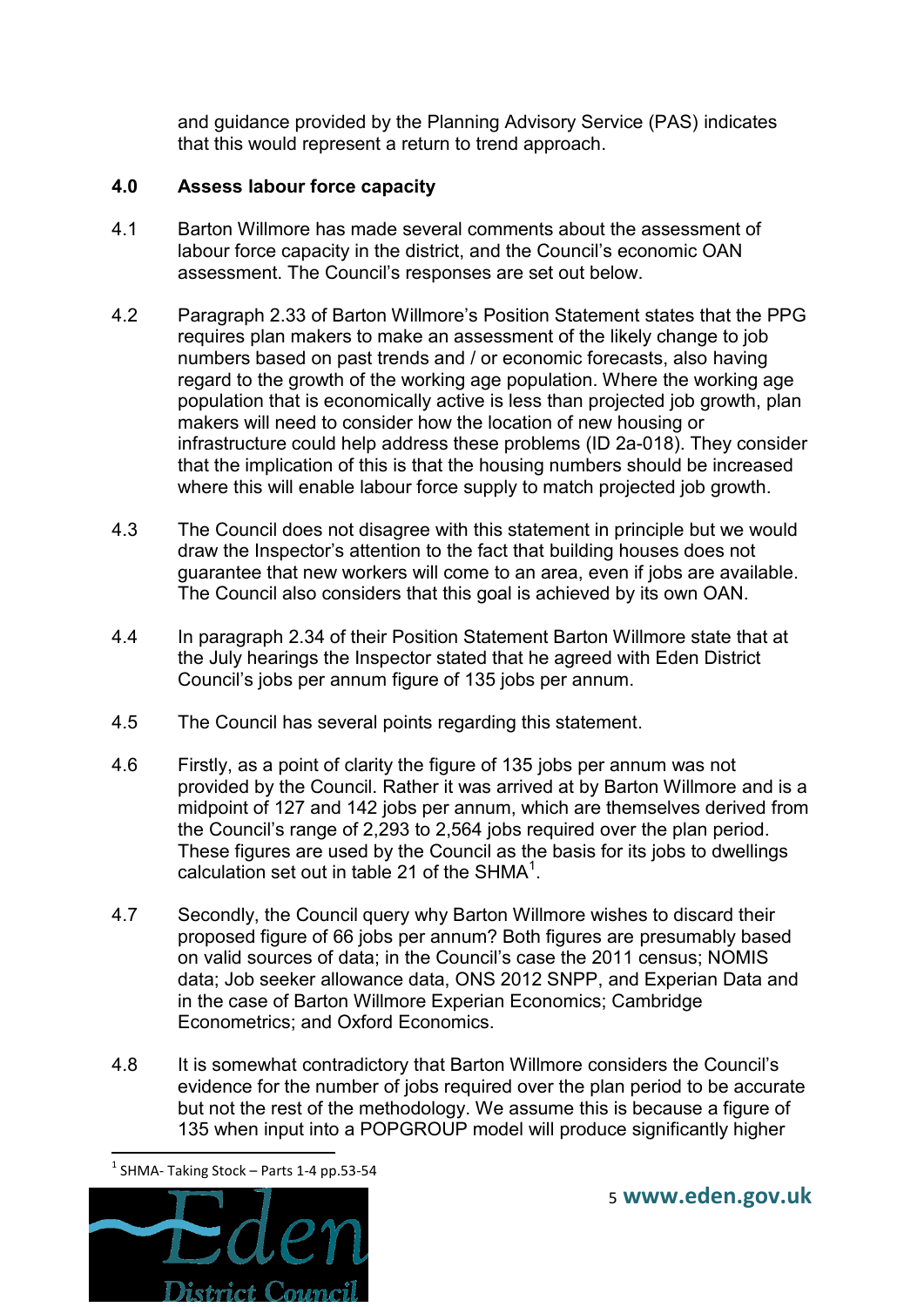and guidance provided by the Planning Advisory Service (PAS) indicates that this would represent a return to trend approach.

## 4.0 Assess labour force capacity

4.1 Barton Willmore has made several comments about the assessment of labour force capacity in the district, and the Council's economic OAN assessment. The Council's responses are set out below.

4.2 Paragraph 2.33 of Barton Willmore's Position Statement states that the PPG requires plan makers to make an assessment of the likely change to job numbers based on past trends and / or economic forecasts, also having regard to the growth of the working age population. Where the working age population that is economically active is less than projected job growth, plan makers will need to consider how the location of new housing or infrastructure could help address these problems (ID 2a-018). They consider that the implication of this is that the housing numbers should be increased where this will enable labour force supply to match projected job growth.

4.3 The Council does not disagree with this statement in principle but we would draw the Inspector's attention to the fact that building houses does not guarantee that new workers will come to an area, even if jobs are available. The Council also considers that this goal is achieved by its own OAN.

4.4 In paragraph 2.34 of their Position Statement Barton Willmore state that at the July hearings the Inspector stated that he agreed with Eden District Council's jobs per annum figure of 135 jobs per annum.

4.5 The Council has several points regarding this statement.

4.6 Firstly, as a point of clarity the figure of 135 jobs per annum was not provided by the Council. Rather it was arrived at by Barton Willmore and is a midpoint of 127 and 142 jobs per annum, which are themselves derived from the Council's range of 2,293 to 2,564 jobs required over the plan period. These figures are used by the Council as the basis for its jobs to dwellings calculation set out in table 21 of the SHMA[1].

4.7 Secondly, the Council query why Barton Willmore wishes to discard their proposed figure of 66 jobs per annum? Both figures are presumably based on valid sources of data; in the Council's case the 2011 census; NOMIS data; Job seeker allowance data, ONS 2012 SNPP, and Experian Data and in the case of Barton Willmore Experian Economics; Cambridge Econometrics; and Oxford Economics.

4.8 It is somewhat contradictory that Barton Willmore considers the Council's evidence for the number of jobs required over the plan period to be accurate but not the rest of the methodology. We assume this is because a figure of 135 when input into a POPGROUP model will produce significantly higher

[1] SHMA- Taking Stock – Parts 1-4 pp.53-54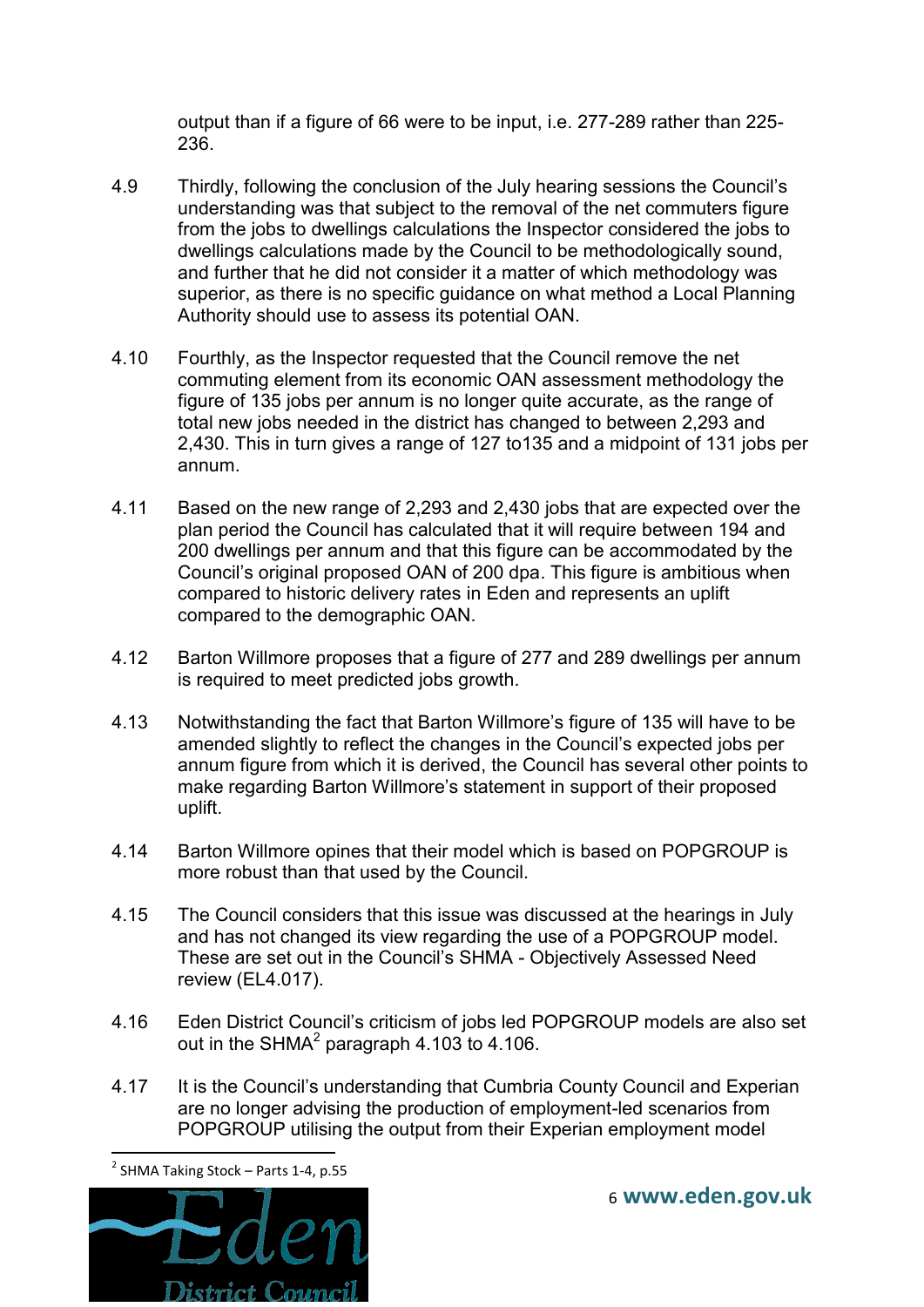output than if a figure of 66 were to be input, i.e. 277-289 rather than 225-236.

4.9 Thirdly, following the conclusion of the July hearing sessions the Council's understanding was that subject to the removal of the net commuters figure from the jobs to dwellings calculations the Inspector considered the jobs to dwellings calculations made by the Council to be methodologically sound, and further that he did not consider it a matter of which methodology was superior, as there is no specific guidance on what method a Local Planning Authority should use to assess its potential OAN.

4.10 Fourthly, as the Inspector requested that the Council remove the net commuting element from its economic OAN assessment methodology the figure of 135 jobs per annum is no longer quite accurate, as the range of total new jobs needed in the district has changed to between 2,293 and 2,430. This in turn gives a range of 127 to135 and a midpoint of 131 jobs per annum.

4.11 Based on the new range of 2,293 and 2,430 jobs that are expected over the plan period the Council has calculated that it will require between 194 and 200 dwellings per annum and that this figure can be accommodated by the Council's original proposed OAN of 200 dpa. This figure is ambitious when compared to historic delivery rates in Eden and represents an uplift compared to the demographic OAN.

4.12 Barton Willmore proposes that a figure of 277 and 289 dwellings per annum is required to meet predicted jobs growth.

4.13 Notwithstanding the fact that Barton Willmore's figure of 135 will have to be amended slightly to reflect the changes in the Council's expected jobs per annum figure from which it is derived, the Council has several other points to make regarding Barton Willmore's statement in support of their proposed uplift.

4.14 Barton Willmore opines that their model which is based on POPGROUP is more robust than that used by the Council.

4.15 The Council considers that this issue was discussed at the hearings in July and has not changed its view regarding the use of a POPGROUP model. These are set out in the Council's SHMA - Objectively Assessed Need review (EL4.017).

4.16 Eden District Council's criticism of jobs led POPGROUP models are also set out in the SHMA[2] paragraph 4.103 to 4.106.

4.17 It is the Council's understanding that Cumbria County Council and Experian are no longer advising the production of employment-led scenarios from POPGROUP utilising the output from their Experian employment model

[2] SHMA Taking Stock – Parts 1-4, p.55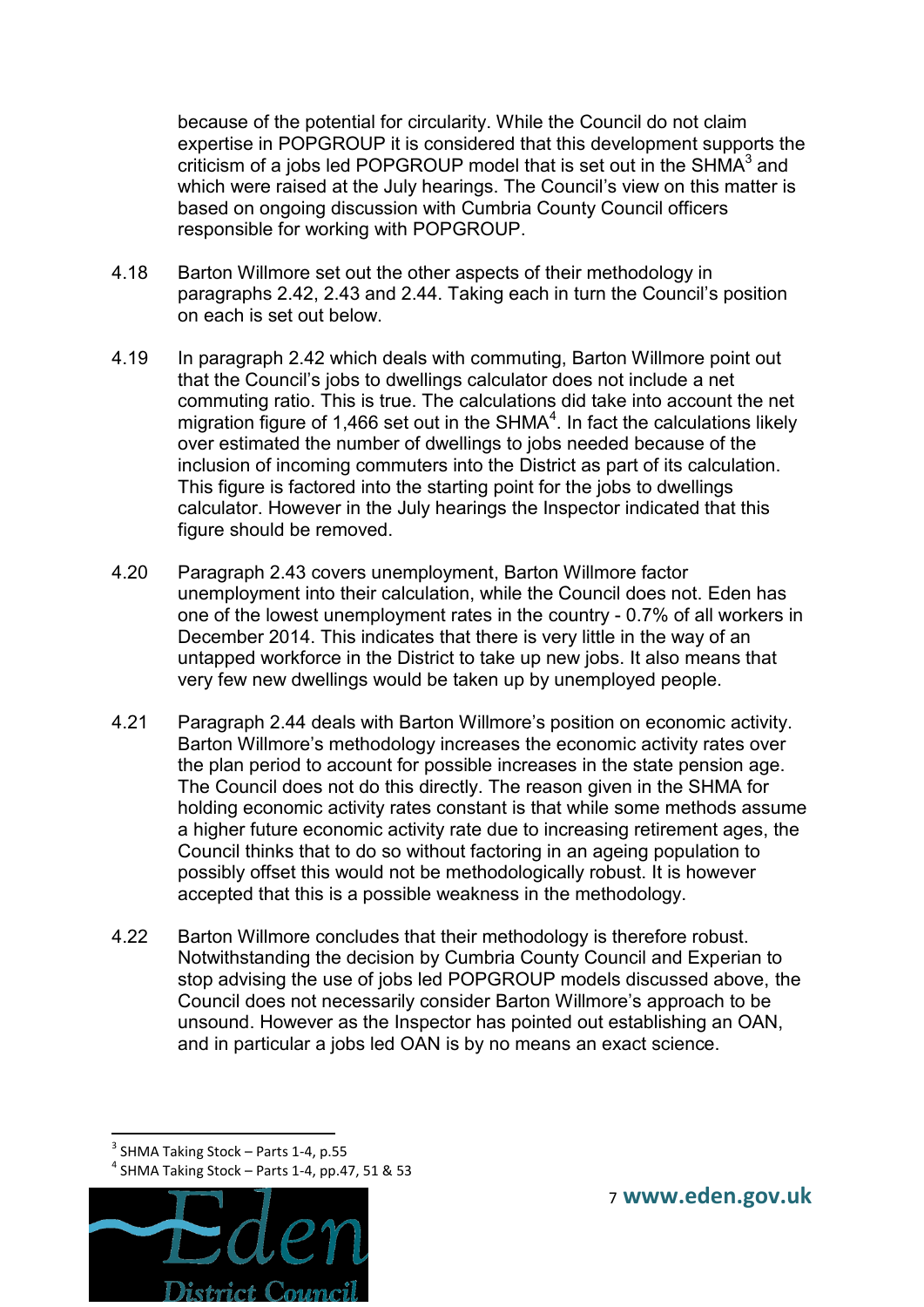because of the potential for circularity. While the Council do not claim expertise in POPGROUP it is considered that this development supports the criticism of a jobs led POPGROUP model that is set out in the SHMA[3] and which were raised at the July hearings. The Council's view on this matter is based on ongoing discussion with Cumbria County Council officers responsible for working with POPGROUP.

4.18 Barton Willmore set out the other aspects of their methodology in paragraphs 2.42, 2.43 and 2.44. Taking each in turn the Council's position on each is set out below.

4.19 In paragraph 2.42 which deals with commuting, Barton Willmore point out that the Council's jobs to dwellings calculator does not include a net commuting ratio. This is true. The calculations did take into account the net migration figure of 1,466 set out in the SHMA[4]. In fact the calculations likely over estimated the number of dwellings to jobs needed because of the inclusion of incoming commuters into the District as part of its calculation. This figure is factored into the starting point for the jobs to dwellings calculator. However in the July hearings the Inspector indicated that this figure should be removed.

4.20 Paragraph 2.43 covers unemployment, Barton Willmore factor unemployment into their calculation, while the Council does not. Eden has one of the lowest unemployment rates in the country - 0.7% of all workers in December 2014. This indicates that there is very little in the way of an untapped workforce in the District to take up new jobs. It also means that very few new dwellings would be taken up by unemployed people.

4.21 Paragraph 2.44 deals with Barton Willmore's position on economic activity. Barton Willmore's methodology increases the economic activity rates over the plan period to account for possible increases in the state pension age. The Council does not do this directly. The reason given in the SHMA for holding economic activity rates constant is that while some methods assume a higher future economic activity rate due to increasing retirement ages, the Council thinks that to do so without factoring in an ageing population to possibly offset this would not be methodologically robust. It is however accepted that this is a possible weakness in the methodology.

4.22 Barton Willmore concludes that their methodology is therefore robust. Notwithstanding the decision by Cumbria County Council and Experian to stop advising the use of jobs led POPGROUP models discussed above, the Council does not necessarily consider Barton Willmore's approach to be unsound. However as the Inspector has pointed out establishing an OAN, and in particular a jobs led OAN is by no means an exact science.

---

[3] SHMA Taking Stock – Parts 1-4, p.55

[4] SHMA Taking Stock – Parts 1-4, pp.47, 51 & 53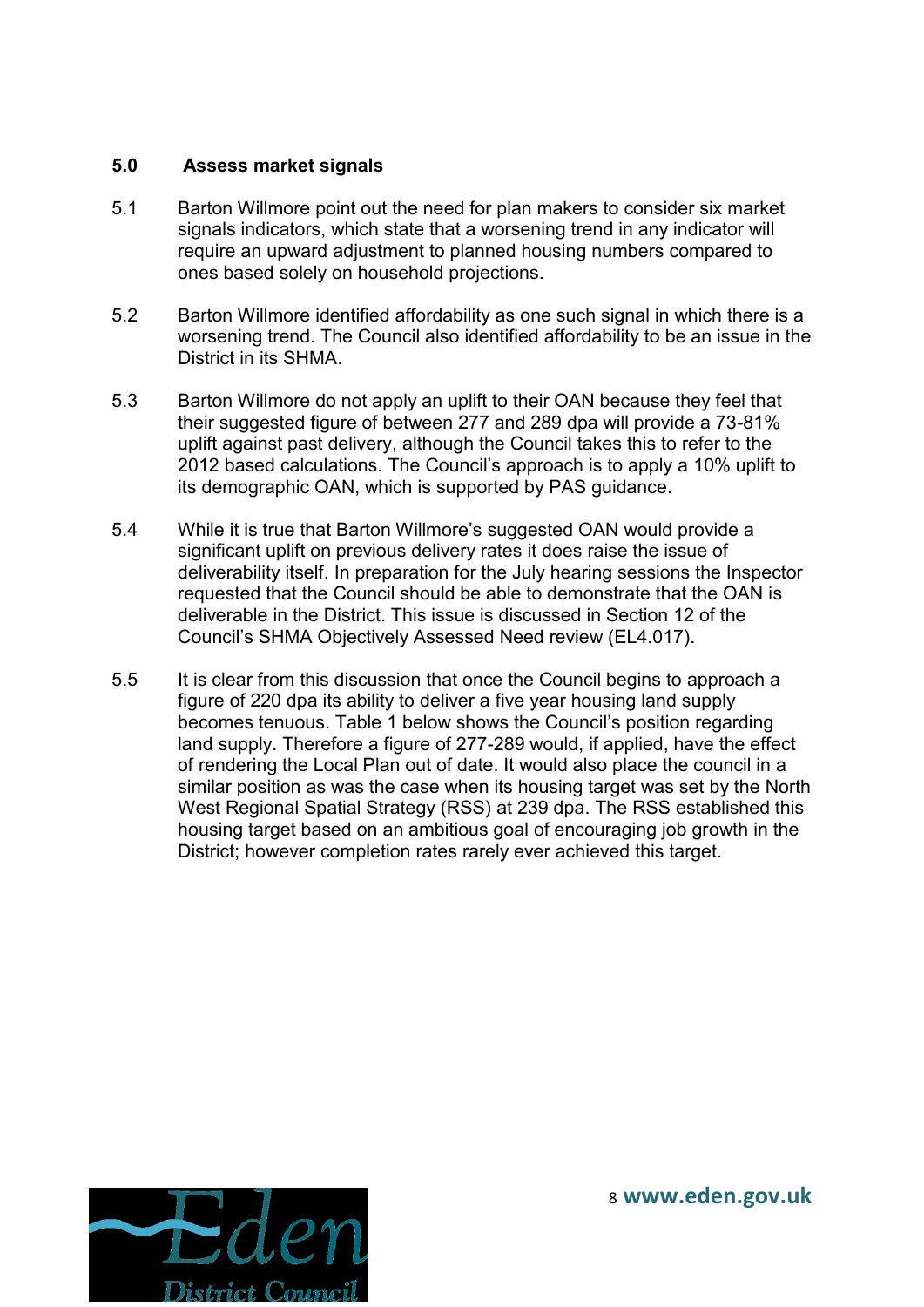## 5.0 Assess market signals

5.1 Barton Willmore point out the need for plan makers to consider six market signals indicators, which state that a worsening trend in any indicator will require an upward adjustment to planned housing numbers compared to ones based solely on household projections.

5.2 Barton Willmore identified affordability as one such signal in which there is a worsening trend. The Council also identified affordability to be an issue in the District in its SHMA.

5.3 Barton Willmore do not apply an uplift to their OAN because they feel that their suggested figure of between 277 and 289 dpa will provide a 73-81% uplift against past delivery, although the Council takes this to refer to the 2012 based calculations. The Council's approach is to apply a 10% uplift to its demographic OAN, which is supported by PAS guidance.

5.4 While it is true that Barton Willmore's suggested OAN would provide a significant uplift on previous delivery rates it does raise the issue of deliverability itself. In preparation for the July hearing sessions the Inspector requested that the Council should be able to demonstrate that the OAN is deliverable in the District. This issue is discussed in Section 12 of the Council's SHMA Objectively Assessed Need review (EL4.017).

5.5 It is clear from this discussion that once the Council begins to approach a figure of 220 dpa its ability to deliver a five year housing land supply becomes tenuous. Table 1 below shows the Council's position regarding land supply. Therefore a figure of 277-289 would, if applied, have the effect of rendering the Local Plan out of date. It would also place the council in a similar position as was the case when its housing target was set by the North West Regional Spatial Strategy (RSS) at 239 dpa. The RSS established this housing target based on an ambitious goal of encouraging job growth in the District; however completion rates rarely ever achieved this target.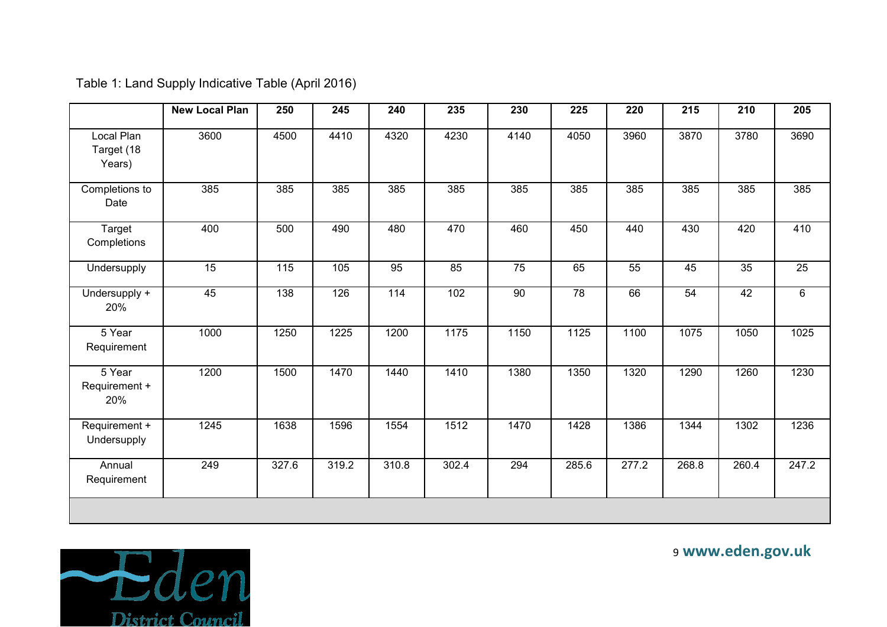Table 1: Land Supply Indicative Table (April 2016)

| | New Local Plan | 250 | 245 | 240 | 235 | 230 | 225 | 220 | 215 | 210 | 205 |
|---|---|---|---|---|---|---|---|---|---|---|---|
| Local Plan Target (18 Years) | 3600 | 4500 | 4410 | 4320 | 4230 | 4140 | 4050 | 3960 | 3870 | 3780 | 3690 |
| Completions to Date | 385 | 385 | 385 | 385 | 385 | 385 | 385 | 385 | 385 | 385 | 385 |
| Target Completions | 400 | 500 | 490 | 480 | 470 | 460 | 450 | 440 | 430 | 420 | 410 |
| Undersupply | 15 | 115 | 105 | 95 | 85 | 75 | 65 | 55 | 45 | 35 | 25 |
| Undersupply + 20% | 45 | 138 | 126 | 114 | 102 | 90 | 78 | 66 | 54 | 42 | 6 |
| 5 Year Requirement | 1000 | 1250 | 1225 | 1200 | 1175 | 1150 | 1125 | 1100 | 1075 | 1050 | 1025 |
| 5 Year Requirement + 20% | 1200 | 1500 | 1470 | 1440 | 1410 | 1380 | 1350 | 1320 | 1290 | 1260 | 1230 |
| Requirement + Undersupply | 1245 | 1638 | 1596 | 1554 | 1512 | 1470 | 1428 | 1386 | 1344 | 1302 | 1236 |
| Annual Requirement | 249 | 327.6 | 319.2 | 310.8 | 302.4 | 294 | 285.6 | 277.2 | 268.8 | 260.4 | 247.2 |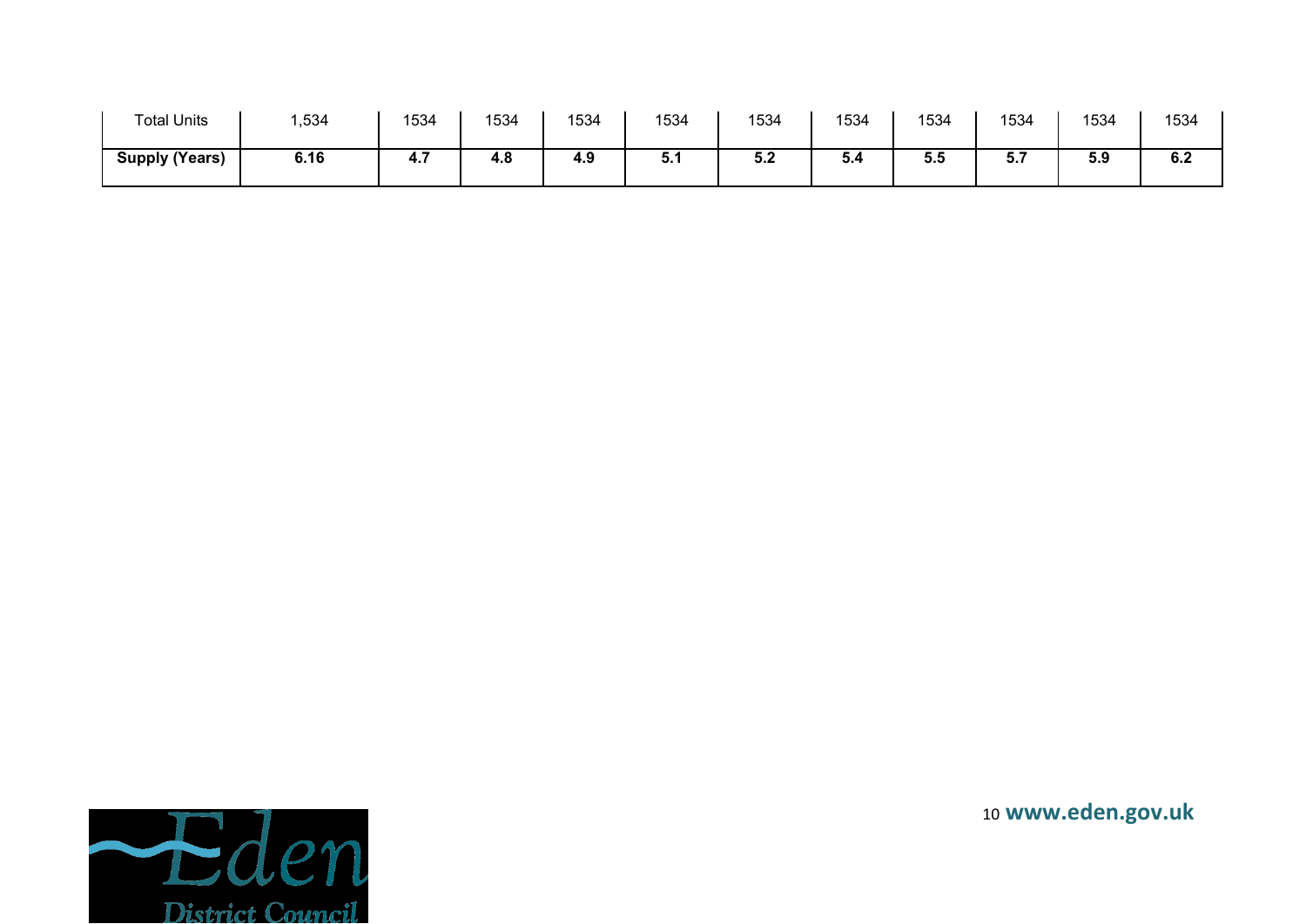| Total Units | 1,534 | 1534 | 1534 | 1534 | 1534 | 1534 | 1534 | 1534 | 1534 | 1534 | 1534 |
|---|---|---|---|---|---|---|---|---|---|---|---|
| **Supply (Years)** | **6.16** | **4.7** | **4.8** | **4.9** | **5.1** | **5.2** | **5.4** | **5.5** | **5.7** | **5.9** | **6.2** |

**www.eden.gov.uk**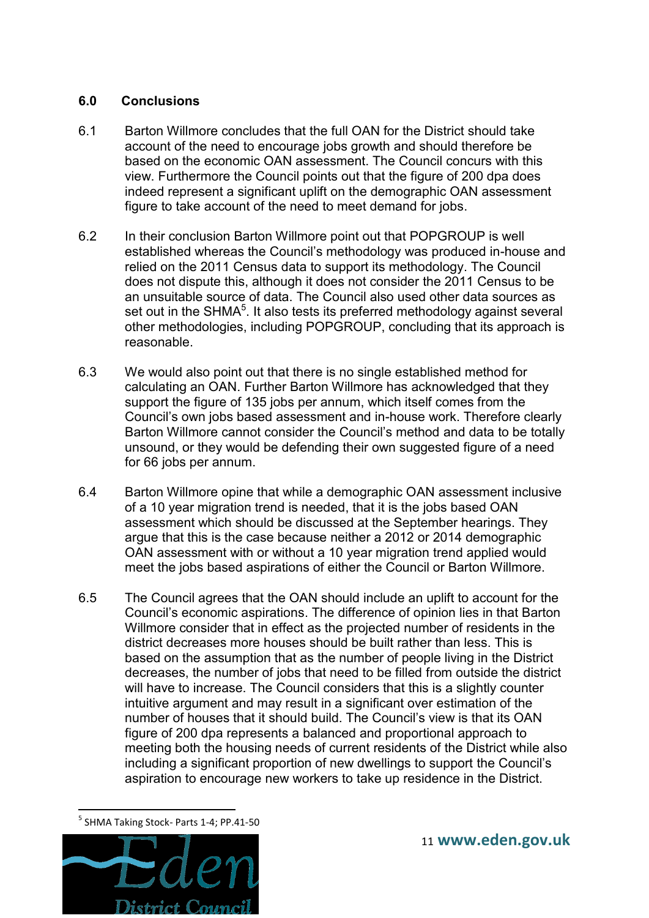## 6.0 Conclusions

6.1 Barton Willmore concludes that the full OAN for the District should take account of the need to encourage jobs growth and should therefore be based on the economic OAN assessment. The Council concurs with this view. Furthermore the Council points out that the figure of 200 dpa does indeed represent a significant uplift on the demographic OAN assessment figure to take account of the need to meet demand for jobs.

6.2 In their conclusion Barton Willmore point out that POPGROUP is well established whereas the Council's methodology was produced in-house and relied on the 2011 Census data to support its methodology. The Council does not dispute this, although it does not consider the 2011 Census to be an unsuitable source of data. The Council also used other data sources as set out in the SHMA[5]. It also tests its preferred methodology against several other methodologies, including POPGROUP, concluding that its approach is reasonable.

6.3 We would also point out that there is no single established method for calculating an OAN. Further Barton Willmore has acknowledged that they support the figure of 135 jobs per annum, which itself comes from the Council's own jobs based assessment and in-house work. Therefore clearly Barton Willmore cannot consider the Council's method and data to be totally unsound, or they would be defending their own suggested figure of a need for 66 jobs per annum.

6.4 Barton Willmore opine that while a demographic OAN assessment inclusive of a 10 year migration trend is needed, that it is the jobs based OAN assessment which should be discussed at the September hearings. They argue that this is the case because neither a 2012 or 2014 demographic OAN assessment with or without a 10 year migration trend applied would meet the jobs based aspirations of either the Council or Barton Willmore.

6.5 The Council agrees that the OAN should include an uplift to account for the Council's economic aspirations. The difference of opinion lies in that Barton Willmore consider that in effect as the projected number of residents in the district decreases more houses should be built rather than less. This is based on the assumption that as the number of people living in the District decreases, the number of jobs that need to be filled from outside the district will have to increase. The Council considers that this is a slightly counter intuitive argument and may result in a significant over estimation of the number of houses that it should build. The Council's view is that its OAN figure of 200 dpa represents a balanced and proportional approach to meeting both the housing needs of current residents of the District while also including a significant proportion of new dwellings to support the Council's aspiration to encourage new workers to take up residence in the District.

[5] SHMA Taking Stock- Parts 1-4; PP.41-50